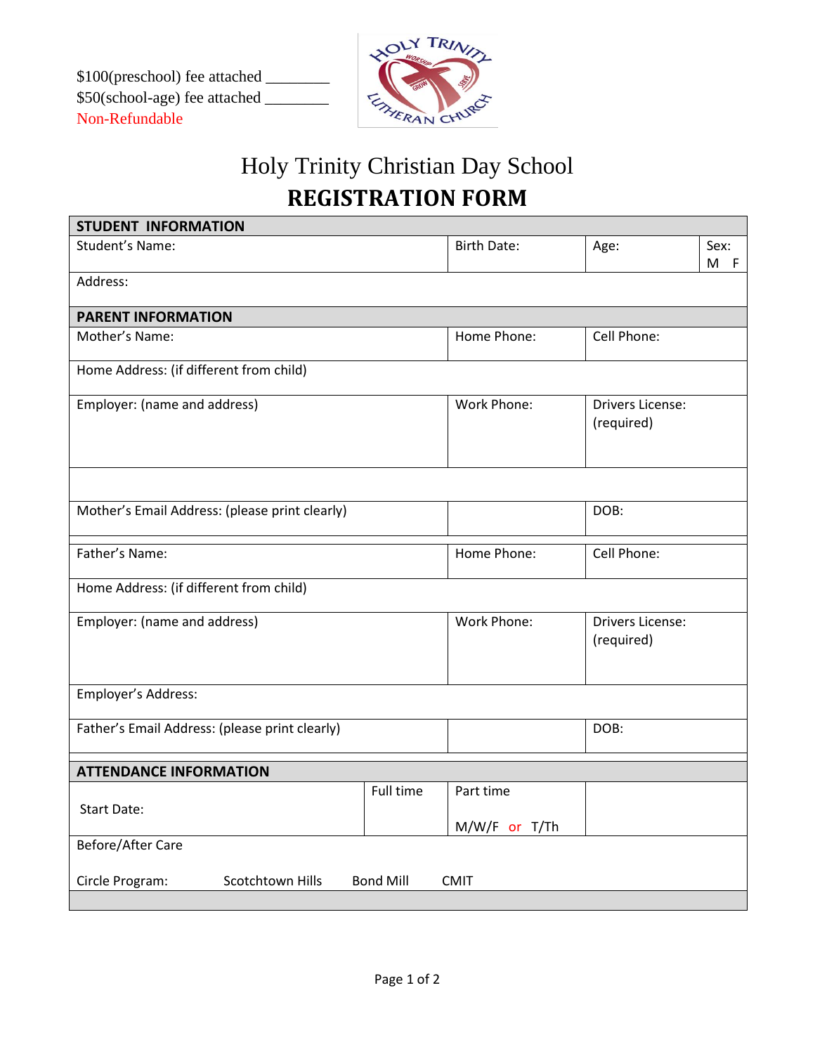$100(preschool) fee attached ________
$50(school-age) fee attached ________
Non-Refundable

# Holy Trinity Christian Day School
# REGISTRATION FORM

| STUDENT INFORMATION | | | |
|---|---|---|---|
| Student's Name: | Birth Date: | Age: | Sex: M F |
| Address: | | | |
| **PARENT INFORMATION** | | | |
| Mother's Name: | Home Phone: | Cell Phone: | |
| Home Address: (if different from child) | | | |
| Employer: (name and address) | Work Phone: | Drivers License: (required) | |
| | | | |
| Mother's Email Address: (please print clearly) | | DOB: | |
| Father's Name: | Home Phone: | Cell Phone: | |
| Home Address: (if different from child) | | | |
| Employer: (name and address) | Work Phone: | Drivers License: (required) | |
| Employer's Address: | | | |
| Father's Email Address: (please print clearly) | | DOB: | |

| ATTENDANCE INFORMATION | | | |
|---|---|---|---|
| Start Date: | Full time | Part time M/W/F or T/Th | |
| Before/After Care<br>Circle Program: Scotchtown Hills Bond Mill CMIT | | | |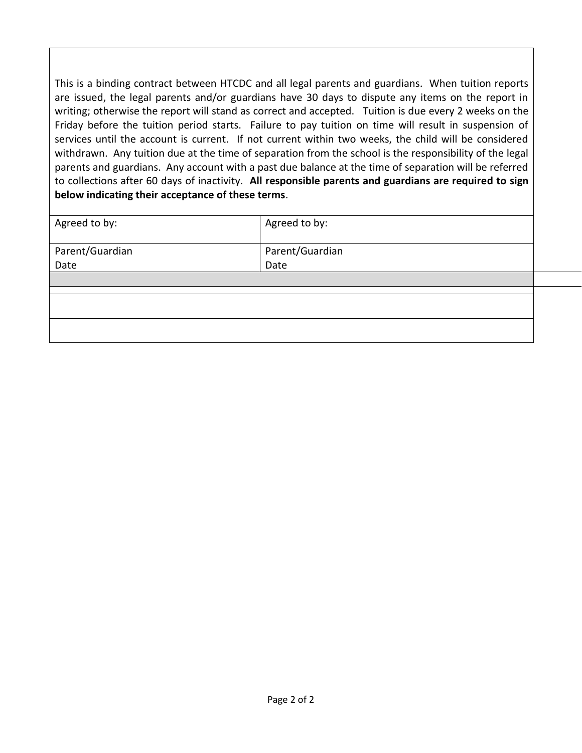This is a binding contract between HTCDC and all legal parents and guardians. When tuition reports are issued, the legal parents and/or guardians have 30 days to dispute any items on the report in writing; otherwise the report will stand as correct and accepted. Tuition is due every 2 weeks on the Friday before the tuition period starts. Failure to pay tuition on time will result in suspension of services until the account is current. If not current within two weeks, the child will be considered withdrawn. Any tuition due at the time of separation from the school is the responsibility of the legal parents and guardians. Any account with a past due balance at the time of separation will be referred to collections after 60 days of inactivity. **All responsible parents and guardians are required to sign below indicating their acceptance of these terms**.

| | |
|---|---|
| Agreed to by: | Agreed to by: |
| Parent/Guardian<br>Date | Parent/Guardian<br>Date |